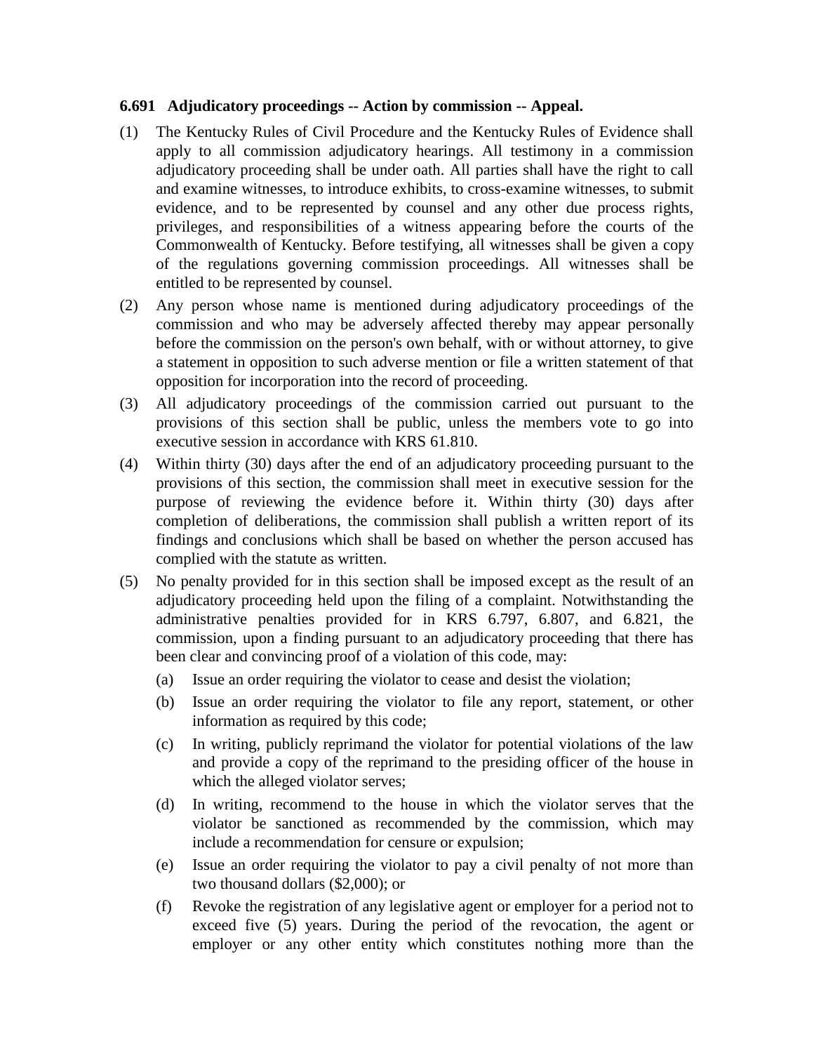**6.691 Adjudicatory proceedings -- Action by commission -- Appeal.**

(1) The Kentucky Rules of Civil Procedure and the Kentucky Rules of Evidence shall apply to all commission adjudicatory hearings. All testimony in a commission adjudicatory proceeding shall be under oath. All parties shall have the right to call and examine witnesses, to introduce exhibits, to cross-examine witnesses, to submit evidence, and to be represented by counsel and any other due process rights, privileges, and responsibilities of a witness appearing before the courts of the Commonwealth of Kentucky. Before testifying, all witnesses shall be given a copy of the regulations governing commission proceedings. All witnesses shall be entitled to be represented by counsel.

(2) Any person whose name is mentioned during adjudicatory proceedings of the commission and who may be adversely affected thereby may appear personally before the commission on the person's own behalf, with or without attorney, to give a statement in opposition to such adverse mention or file a written statement of that opposition for incorporation into the record of proceeding.

(3) All adjudicatory proceedings of the commission carried out pursuant to the provisions of this section shall be public, unless the members vote to go into executive session in accordance with KRS 61.810.

(4) Within thirty (30) days after the end of an adjudicatory proceeding pursuant to the provisions of this section, the commission shall meet in executive session for the purpose of reviewing the evidence before it. Within thirty (30) days after completion of deliberations, the commission shall publish a written report of its findings and conclusions which shall be based on whether the person accused has complied with the statute as written.

(5) No penalty provided for in this section shall be imposed except as the result of an adjudicatory proceeding held upon the filing of a complaint. Notwithstanding the administrative penalties provided for in KRS 6.797, 6.807, and 6.821, the commission, upon a finding pursuant to an adjudicatory proceeding that there has been clear and convincing proof of a violation of this code, may:

   (a) Issue an order requiring the violator to cease and desist the violation;

   (b) Issue an order requiring the violator to file any report, statement, or other information as required by this code;

   (c) In writing, publicly reprimand the violator for potential violations of the law and provide a copy of the reprimand to the presiding officer of the house in which the alleged violator serves;

   (d) In writing, recommend to the house in which the violator serves that the violator be sanctioned as recommended by the commission, which may include a recommendation for censure or expulsion;

   (e) Issue an order requiring the violator to pay a civil penalty of not more than two thousand dollars ($2,000); or

   (f) Revoke the registration of any legislative agent or employer for a period not to exceed five (5) years. During the period of the revocation, the agent or employer or any other entity which constitutes nothing more than the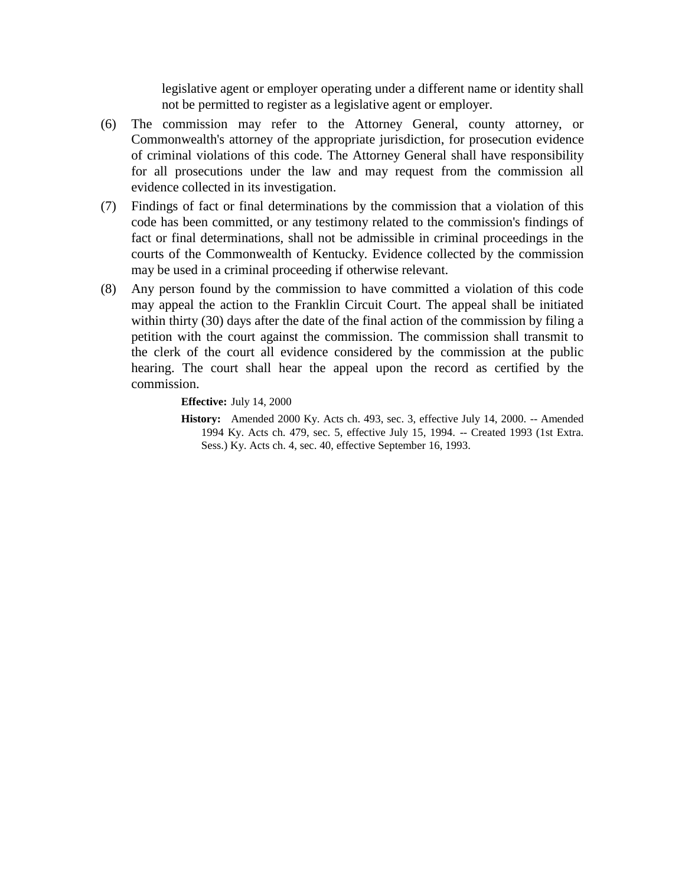legislative agent or employer operating under a different name or identity shall not be permitted to register as a legislative agent or employer.

(6) The commission may refer to the Attorney General, county attorney, or Commonwealth's attorney of the appropriate jurisdiction, for prosecution evidence of criminal violations of this code. The Attorney General shall have responsibility for all prosecutions under the law and may request from the commission all evidence collected in its investigation.

(7) Findings of fact or final determinations by the commission that a violation of this code has been committed, or any testimony related to the commission's findings of fact or final determinations, shall not be admissible in criminal proceedings in the courts of the Commonwealth of Kentucky. Evidence collected by the commission may be used in a criminal proceeding if otherwise relevant.

(8) Any person found by the commission to have committed a violation of this code may appeal the action to the Franklin Circuit Court. The appeal shall be initiated within thirty (30) days after the date of the final action of the commission by filing a petition with the court against the commission. The commission shall transmit to the clerk of the court all evidence considered by the commission at the public hearing. The court shall hear the appeal upon the record as certified by the commission.

**Effective:** July 14, 2000

**History:** Amended 2000 Ky. Acts ch. 493, sec. 3, effective July 14, 2000. -- Amended 1994 Ky. Acts ch. 479, sec. 5, effective July 15, 1994. -- Created 1993 (1st Extra. Sess.) Ky. Acts ch. 4, sec. 40, effective September 16, 1993.